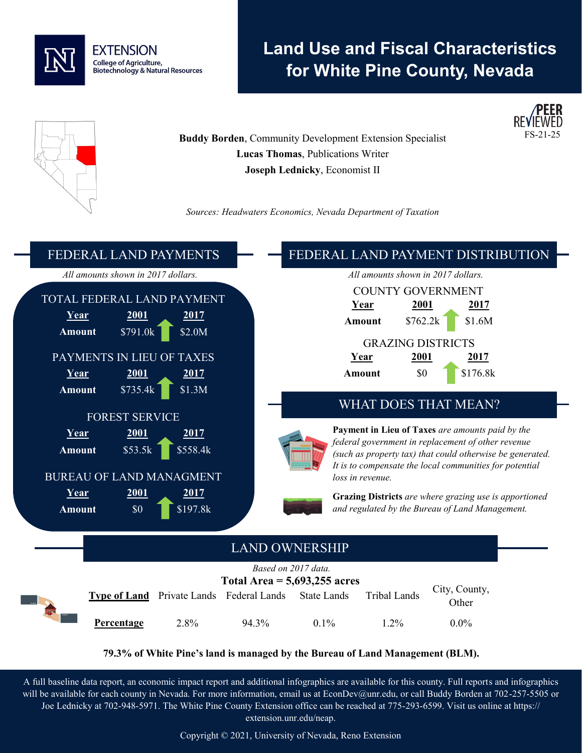EXTENSION
College of Agriculture, Biotechnology & Natural Resources

# Land Use and Fiscal Characteristics for White Pine County, Nevada

PEER REVIEWED
FS-21-25

**Buddy Borden**, Community Development Extension Specialist
**Lucas Thomas**, Publications Writer
**Joseph Lednicky**, Economist II

*Sources: Headwaters Economics, Nevada Department of Taxation*

## FEDERAL LAND PAYMENTS

*All amounts shown in 2017 dollars.*

### TOTAL FEDERAL LAND PAYMENT

| Year | 2001 | 2017 |
|---|---|---|
| Amount | $791.0k | $2.0M |

### PAYMENTS IN LIEU OF TAXES

| Year | 2001 | 2017 |
|---|---|---|
| Amount | $735.4k | $1.3M |

### FOREST SERVICE

| Year | 2001 | 2017 |
|---|---|---|
| Amount | $53.5k | $558.4k |

### BUREAU OF LAND MANAGMENT

| Year | 2001 | 2017 |
|---|---|---|
| Amount | $0 | $197.8k |

## FEDERAL LAND PAYMENT DISTRIBUTION

*All amounts shown in 2017 dollars.*

### COUNTY GOVERNMENT

| Year | 2001 | 2017 |
|---|---|---|
| Amount | $762.2k | $1.6M |

### GRAZING DISTRICTS

| Year | 2001 | 2017 |
|---|---|---|
| Amount | $0 | $176.8k |

## WHAT DOES THAT MEAN?

**Payment in Lieu of Taxes** *are amounts paid by the federal government in replacement of other revenue (such as property tax) that could otherwise be generated. It is to compensate the local communities for potential loss in revenue.*

**Grazing Districts** *are where grazing use is apportioned and regulated by the Bureau of Land Management.*

## LAND OWNERSHIP

*Based on 2017 data.*

**Total Area = 5,693,255 acres**

| Type of Land | Private Lands | Federal Lands | State Lands | Tribal Lands | City, County, Other |
|---|---|---|---|---|---|
| Percentage | 2.8% | 94.3% | 0.1% | 1.2% | 0.0% |

**79.3% of White Pine's land is managed by the Bureau of Land Management (BLM).**

A full baseline data report, an economic impact report and additional infographics are available for this county. Full reports and infographics will be available for each county in Nevada. For more information, email us at EconDev@unr.edu, or call Buddy Borden at 702-257-5505 or Joe Lednicky at 702-948-5971. The White Pine County Extension office can be reached at 775-293-6599. Visit us online at https://extension.unr.edu/neap.

Copyright © 2021, University of Nevada, Reno Extension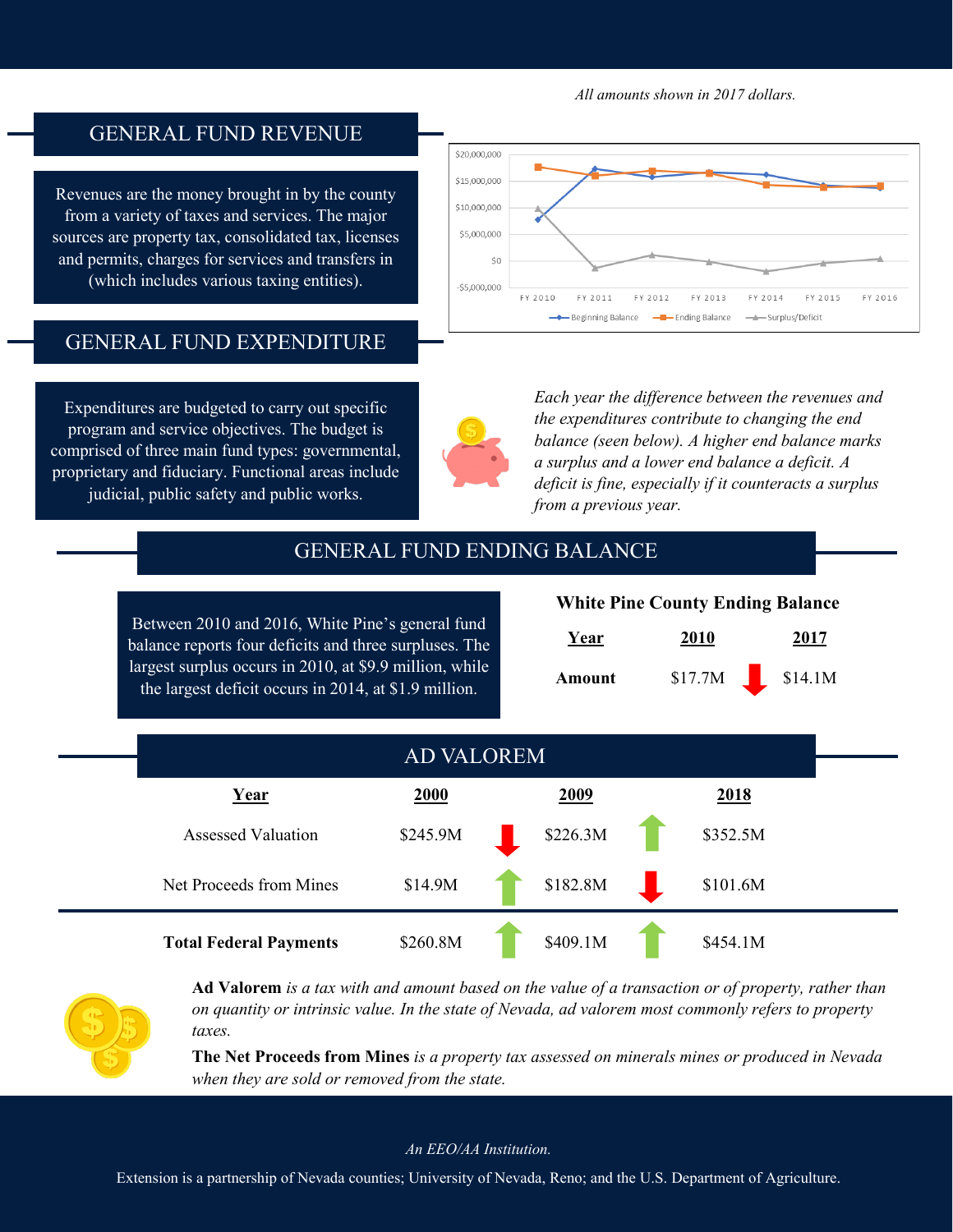*All amounts shown in 2017 dollars.*

## GENERAL FUND REVENUE

Revenues are the money brought in by the county from a variety of taxes and services. The major sources are property tax, consolidated tax, licenses and permits, charges for services and transfers in (which includes various taxing entities).

$20,000,000
$15,000,000
$10,000,000
$5,000,000
$0
-$5,000,000

FY 2010 FY 2011 FY 2012 FY 2013 FY 2014 FY 2015 FY 2016

Beginning Balance Ending Balance Surplus/Deficit

## GENERAL FUND EXPENDITURE

Expenditures are budgeted to carry out specific program and service objectives. The budget is comprised of three main fund types: governmental, proprietary and fiduciary. Functional areas include judicial, public safety and public works.

*Each year the difference between the revenues and the expenditures contribute to changing the end balance (seen below). A higher end balance marks a surplus and a lower end balance a deficit. A deficit is fine, especially if it counteracts a surplus from a previous year.*

## GENERAL FUND ENDING BALANCE

Between 2010 and 2016, White Pine's general fund balance reports four deficits and three surpluses. The largest surplus occurs in 2010, at $9.9 million, while the largest deficit occurs in 2014, at $1.9 million.

**White Pine County Ending Balance**

| Year | 2010 | | 2017 |
|---|---|---|---|
| **Amount** | $17.7M | ↓ | $14.1M |

## AD VALOREM

| Year | 2000 | | 2009 | | 2018 |
|---|---|---|---|---|---|
| Assessed Valuation | $245.9M | ↓ | $226.3M | ↑ | $352.5M |
| Net Proceeds from Mines | $14.9M | ↑ | $182.8M | ↓ | $101.6M |
| **Total Federal Payments** | $260.8M | ↑ | $409.1M | ↑ | $454.1M |

**Ad Valorem** *is a tax with and amount based on the value of a transaction or of property, rather than on quantity or intrinsic value. In the state of Nevada, ad valorem most commonly refers to property taxes.*

**The Net Proceeds from Mines** *is a property tax assessed on minerals mines or produced in Nevada when they are sold or removed from the state.*

*An EEO/AA Institution.*

Extension is a partnership of Nevada counties; University of Nevada, Reno; and the U.S. Department of Agriculture.